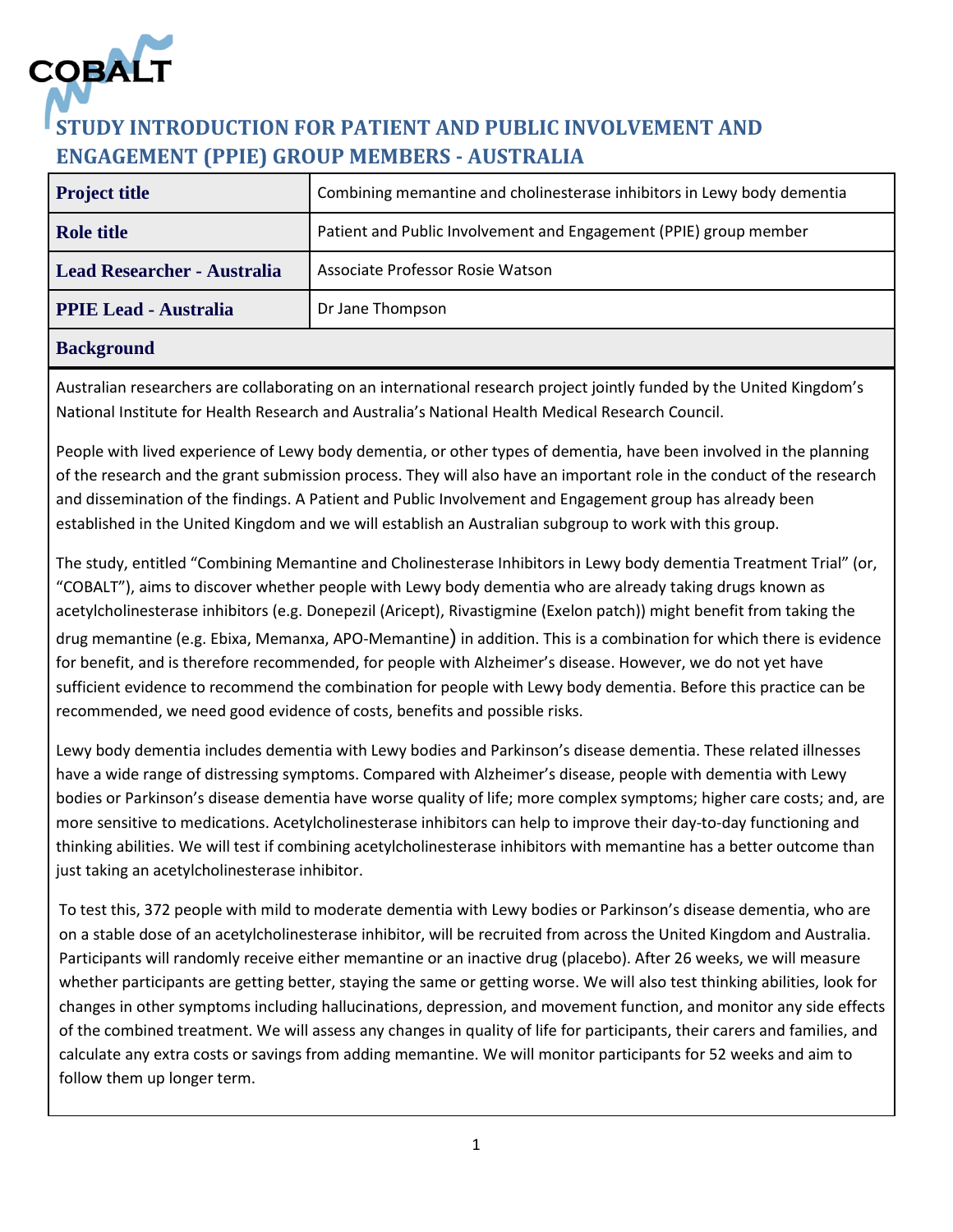COBALT

# STUDY INTRODUCTION FOR PATIENT AND PUBLIC INVOLVEMENT AND ENGAGEMENT (PPIE) GROUP MEMBERS - AUSTRALIA

| | |
|---|---|
| **Project title** | Combining memantine and cholinesterase inhibitors in Lewy body dementia |
| **Role title** | Patient and Public Involvement and Engagement (PPIE) group member |
| **Lead Researcher - Australia** | Associate Professor Rosie Watson |
| **PPIE Lead - Australia** | Dr Jane Thompson |

## Background

Australian researchers are collaborating on an international research project jointly funded by the United Kingdom's National Institute for Health Research and Australia's National Health Medical Research Council.

People with lived experience of Lewy body dementia, or other types of dementia, have been involved in the planning of the research and the grant submission process. They will also have an important role in the conduct of the research and dissemination of the findings. A Patient and Public Involvement and Engagement group has already been established in the United Kingdom and we will establish an Australian subgroup to work with this group.

The study, entitled "Combining Memantine and Cholinesterase Inhibitors in Lewy body dementia Treatment Trial" (or, "COBALT"), aims to discover whether people with Lewy body dementia who are already taking drugs known as acetylcholinesterase inhibitors (e.g. Donepezil (Aricept), Rivastigmine (Exelon patch)) might benefit from taking the drug memantine (e.g. Ebixa, Memanxa, APO-Memantine) in addition. This is a combination for which there is evidence for benefit, and is therefore recommended, for people with Alzheimer's disease. However, we do not yet have sufficient evidence to recommend the combination for people with Lewy body dementia. Before this practice can be recommended, we need good evidence of costs, benefits and possible risks.

Lewy body dementia includes dementia with Lewy bodies and Parkinson's disease dementia. These related illnesses have a wide range of distressing symptoms. Compared with Alzheimer's disease, people with dementia with Lewy bodies or Parkinson's disease dementia have worse quality of life; more complex symptoms; higher care costs; and, are more sensitive to medications. Acetylcholinesterase inhibitors can help to improve their day-to-day functioning and thinking abilities. We will test if combining acetylcholinesterase inhibitors with memantine has a better outcome than just taking an acetylcholinesterase inhibitor.

To test this, 372 people with mild to moderate dementia with Lewy bodies or Parkinson's disease dementia, who are on a stable dose of an acetylcholinesterase inhibitor, will be recruited from across the United Kingdom and Australia. Participants will randomly receive either memantine or an inactive drug (placebo). After 26 weeks, we will measure whether participants are getting better, staying the same or getting worse. We will also test thinking abilities, look for changes in other symptoms including hallucinations, depression, and movement function, and monitor any side effects of the combined treatment. We will assess any changes in quality of life for participants, their carers and families, and calculate any extra costs or savings from adding memantine. We will monitor participants for 52 weeks and aim to follow them up longer term.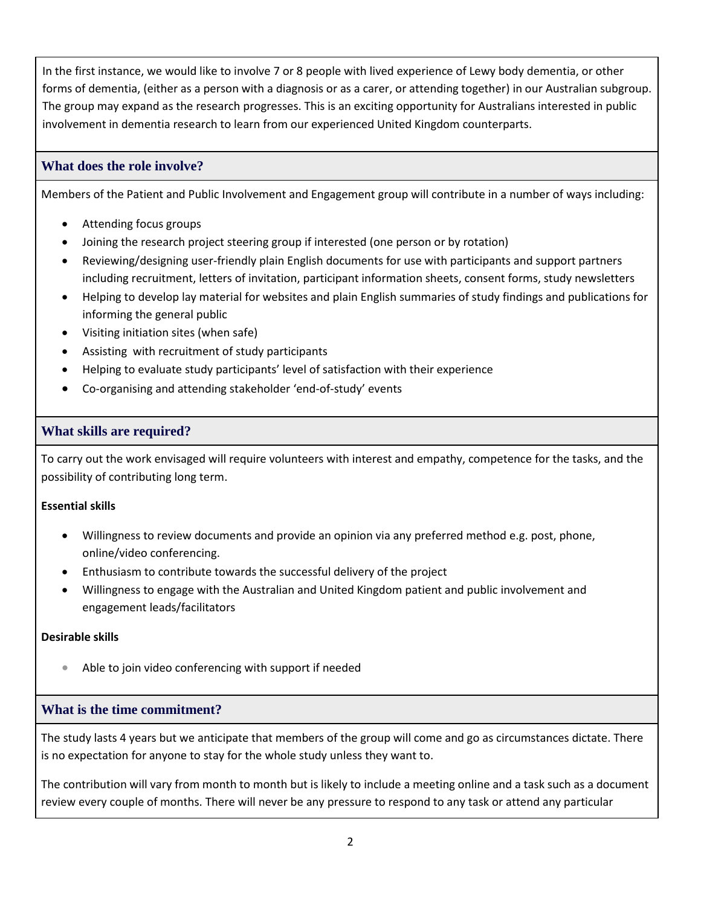In the first instance, we would like to involve 7 or 8 people with lived experience of Lewy body dementia, or other forms of dementia, (either as a person with a diagnosis or as a carer, or attending together) in our Australian subgroup. The group may expand as the research progresses. This is an exciting opportunity for Australians interested in public involvement in dementia research to learn from our experienced United Kingdom counterparts.

## What does the role involve?

Members of the Patient and Public Involvement and Engagement group will contribute in a number of ways including:

- Attending focus groups
- Joining the research project steering group if interested (one person or by rotation)
- Reviewing/designing user-friendly plain English documents for use with participants and support partners including recruitment, letters of invitation, participant information sheets, consent forms, study newsletters
- Helping to develop lay material for websites and plain English summaries of study findings and publications for informing the general public
- Visiting initiation sites (when safe)
- Assisting with recruitment of study participants
- Helping to evaluate study participants' level of satisfaction with their experience
- Co-organising and attending stakeholder 'end-of-study' events

## What skills are required?

To carry out the work envisaged will require volunteers with interest and empathy, competence for the tasks, and the possibility of contributing long term.

**Essential skills**

- Willingness to review documents and provide an opinion via any preferred method e.g. post, phone, online/video conferencing.
- Enthusiasm to contribute towards the successful delivery of the project
- Willingness to engage with the Australian and United Kingdom patient and public involvement and engagement leads/facilitators

**Desirable skills**

- Able to join video conferencing with support if needed

## What is the time commitment?

The study lasts 4 years but we anticipate that members of the group will come and go as circumstances dictate. There is no expectation for anyone to stay for the whole study unless they want to.

The contribution will vary from month to month but is likely to include a meeting online and a task such as a document review every couple of months. There will never be any pressure to respond to any task or attend any particular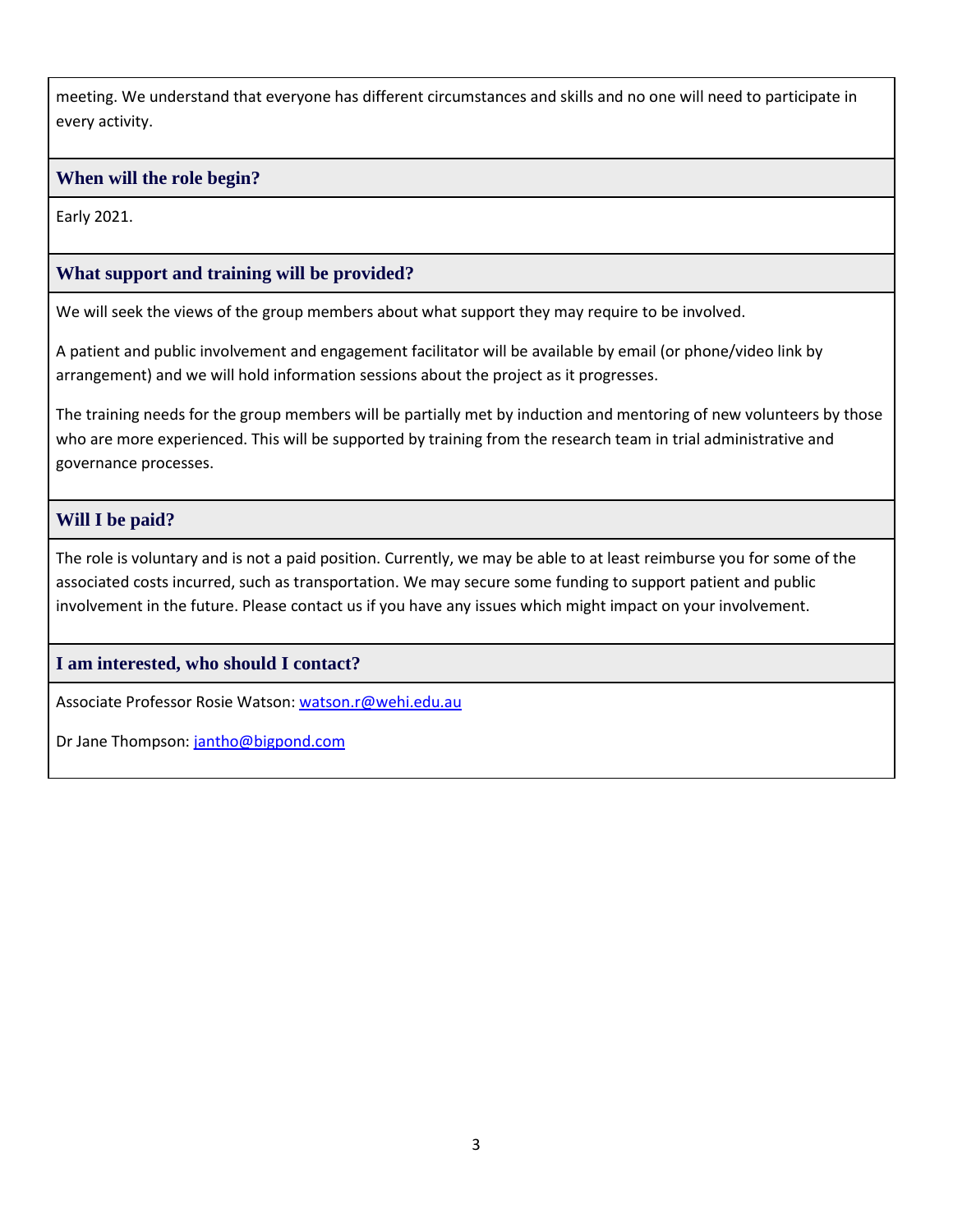meeting. We understand that everyone has different circumstances and skills and no one will need to participate in every activity.

### When will the role begin?

Early 2021.

### What support and training will be provided?

We will seek the views of the group members about what support they may require to be involved.

A patient and public involvement and engagement facilitator will be available by email (or phone/video link by arrangement) and we will hold information sessions about the project as it progresses.

The training needs for the group members will be partially met by induction and mentoring of new volunteers by those who are more experienced. This will be supported by training from the research team in trial administrative and governance processes.

### Will I be paid?

The role is voluntary and is not a paid position. Currently, we may be able to at least reimburse you for some of the associated costs incurred, such as transportation. We may secure some funding to support patient and public involvement in the future. Please contact us if you have any issues which might impact on your involvement.

### I am interested, who should I contact?

Associate Professor Rosie Watson: watson.r@wehi.edu.au

Dr Jane Thompson: jantho@bigpond.com